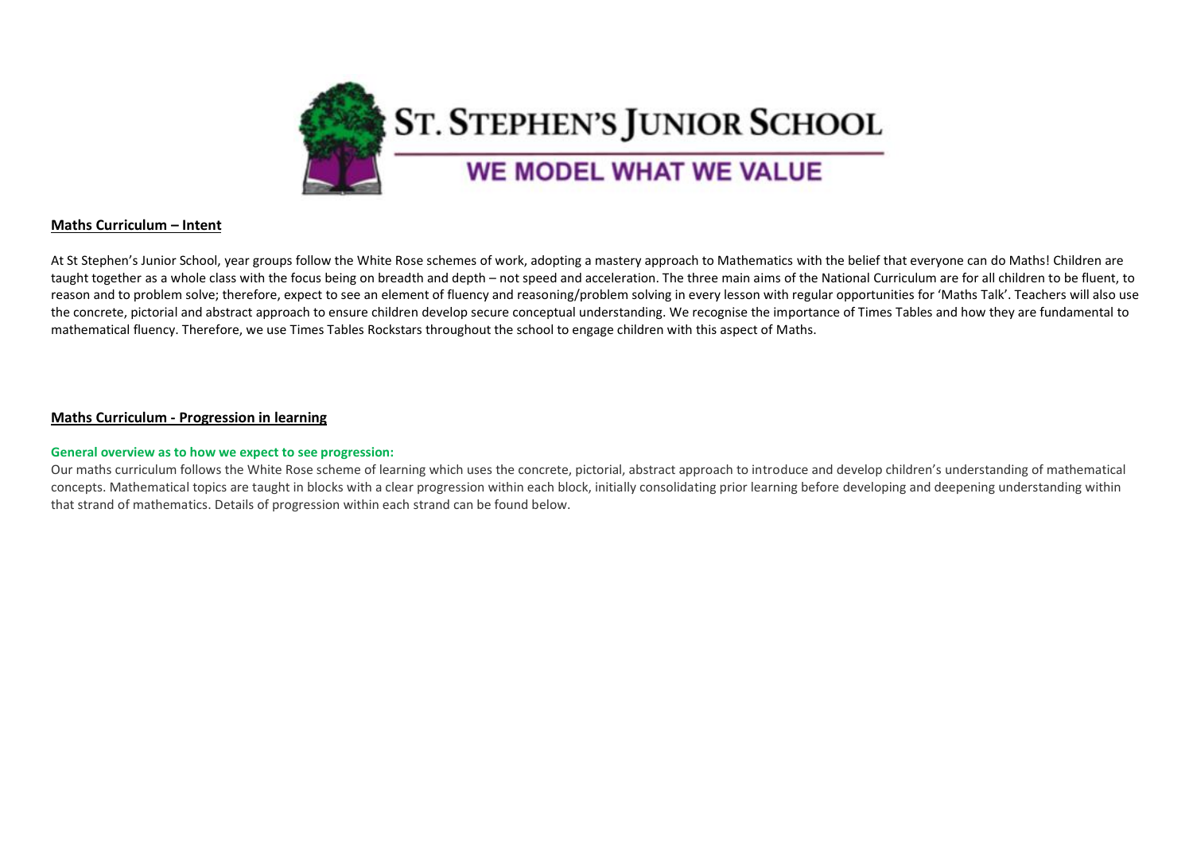# ST. STEPHEN'S JUNIOR SCHOOL

**WE MODEL WHAT WE VALUE**

## Maths Curriculum – Intent

At St Stephen's Junior School, year groups follow the White Rose schemes of work, adopting a mastery approach to Mathematics with the belief that everyone can do Maths! Children are taught together as a whole class with the focus being on breadth and depth – not speed and acceleration. The three main aims of the National Curriculum are for all children to be fluent, to reason and to problem solve; therefore, expect to see an element of fluency and reasoning/problem solving in every lesson with regular opportunities for 'Maths Talk'. Teachers will also use the concrete, pictorial and abstract approach to ensure children develop secure conceptual understanding. We recognise the importance of Times Tables and how they are fundamental to mathematical fluency. Therefore, we use Times Tables Rockstars throughout the school to engage children with this aspect of Maths.

## Maths Curriculum - Progression in learning

**General overview as to how we expect to see progression:**

Our maths curriculum follows the White Rose scheme of learning which uses the concrete, pictorial, abstract approach to introduce and develop children's understanding of mathematical concepts. Mathematical topics are taught in blocks with a clear progression within each block, initially consolidating prior learning before developing and deepening understanding within that strand of mathematics. Details of progression within each strand can be found below.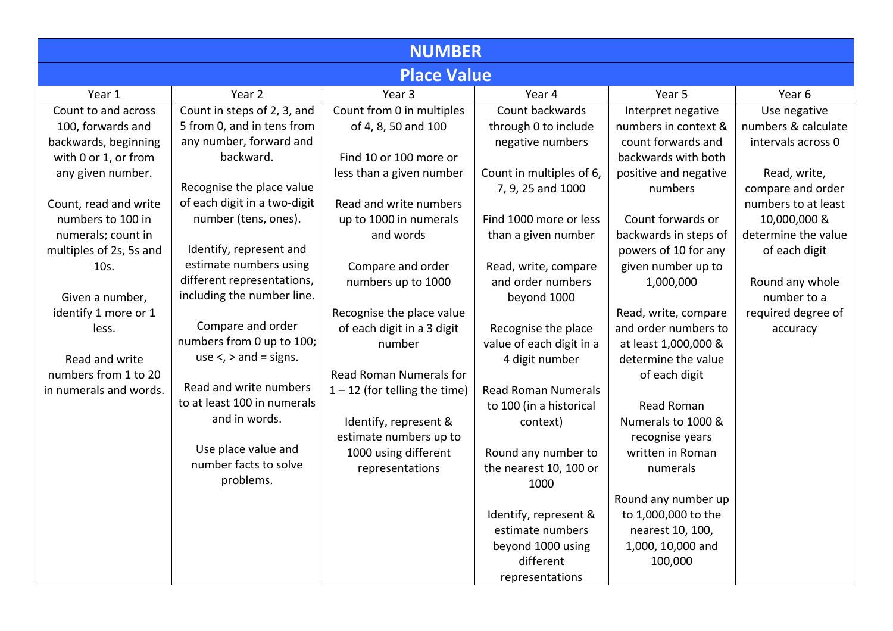# NUMBER

## Place Value

| Year 1 | Year 2 | Year 3 | Year 4 | Year 5 | Year 6 |
|---|---|---|---|---|---|
| Count to and across 100, forwards and backwards, beginning with 0 or 1, or from any given number.<br><br>Count, read and write numbers to 100 in numerals; count in multiples of 2s, 5s and 10s.<br><br>Given a number, identify 1 more or 1 less.<br><br>Read and write numbers from 1 to 20 in numerals and words. | Count in steps of 2, 3, and 5 from 0, and in tens from any number, forward and backward.<br><br>Recognise the place value of each digit in a two-digit number (tens, ones).<br><br>Identify, represent and estimate numbers using different representations, including the number line.<br><br>Compare and order numbers from 0 up to 100; use <, > and = signs.<br><br>Read and write numbers to at least 100 in numerals and in words.<br><br>Use place value and number facts to solve problems. | Count from 0 in multiples of 4, 8, 50 and 100<br><br>Find 10 or 100 more or less than a given number<br><br>Read and write numbers up to 1000 in numerals and words<br><br>Compare and order numbers up to 1000<br><br>Recognise the place value of each digit in a 3 digit number<br><br>Read Roman Numerals for 1 – 12 (for telling the time)<br><br>Identify, represent & estimate numbers up to 1000 using different representations | Count backwards through 0 to include negative numbers<br><br>Count in multiples of 6, 7, 9, 25 and 1000<br><br>Find 1000 more or less than a given number<br><br>Read, write, compare and order numbers beyond 1000<br><br>Recognise the place value of each digit in a 4 digit number<br><br>Read Roman Numerals to 100 (in a historical context)<br><br>Round any number to the nearest 10, 100 or 1000<br><br>Identify, represent & estimate numbers beyond 1000 using different representations | Interpret negative numbers in context & count forwards and backwards with both positive and negative numbers<br><br>Count forwards or backwards in steps of powers of 10 for any given number up to 1,000,000<br><br>Read, write, compare and order numbers to at least 1,000,000 & determine the value of each digit<br><br>Read Roman Numerals to 1000 & recognise years written in Roman numerals<br><br>Round any number up to 1,000,000 to the nearest 10, 100, 1,000, 10,000 and 100,000 | Use negative numbers & calculate intervals across 0<br><br>Read, write, compare and order numbers to at least 10,000,000 & determine the value of each digit<br><br>Round any whole number to a required degree of accuracy |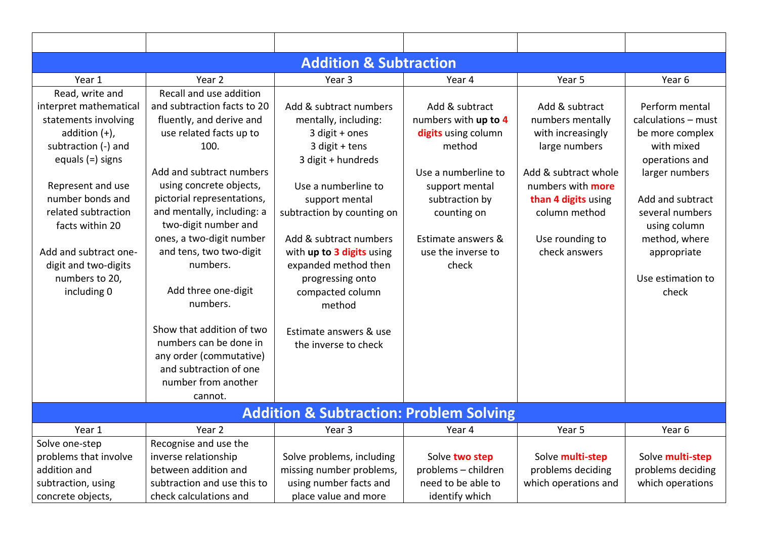| | | | | | |
|---|---|---|---|---|---|
| **Addition & Subtraction** | | | | | |
| Year 1 | Year 2 | Year 3 | Year 4 | Year 5 | Year 6 |
| Read, write and interpret mathematical statements involving addition (+), subtraction (-) and equals (=) signs<br><br>Represent and use number bonds and related subtraction facts within 20<br><br>Add and subtract one-digit and two-digits numbers to 20, including 0 | Recall and use addition and subtraction facts to 20 fluently, and derive and use related facts up to 100.<br><br>Add and subtract numbers using concrete objects, pictorial representations, and mentally, including: a two-digit number and ones, a two-digit number and tens, two two-digit numbers.<br><br>Add three one-digit numbers.<br><br>Show that addition of two numbers can be done in any order (commutative) and subtraction of one number from another cannot. | Add & subtract numbers mentally, including:<br>3 digit + ones<br>3 digit + tens<br>3 digit + hundreds<br><br>Use a numberline to support mental subtraction by counting on<br><br>Add & subtract numbers with **up to 3 digits** using expanded method then progressing onto compacted column method<br><br>Estimate answers & use the inverse to check | Add & subtract numbers with **up to 4 digits** using column method<br><br>Use a numberline to support mental subtraction by counting on<br><br>Estimate answers & use the inverse to check | Add & subtract numbers mentally with increasingly large numbers<br><br>Add & subtract whole numbers with **more than 4 digits** using column method<br><br>Use rounding to check answers | Perform mental calculations – must be more complex with mixed operations and larger numbers<br><br>Add and subtract several numbers using column method, where appropriate<br><br>Use estimation to check |
| **Addition & Subtraction: Problem Solving** | | | | | |
| Year 1 | Year 2 | Year 3 | Year 4 | Year 5 | Year 6 |
| Solve one-step problems that involve addition and subtraction, using concrete objects, | Recognise and use the inverse relationship between addition and subtraction and use this to check calculations and | Solve problems, including missing number problems, using number facts and place value and more | Solve **two step** problems – children need to be able to identify which | Solve **multi-step** problems deciding which operations and | Solve **multi-step** problems deciding which operations |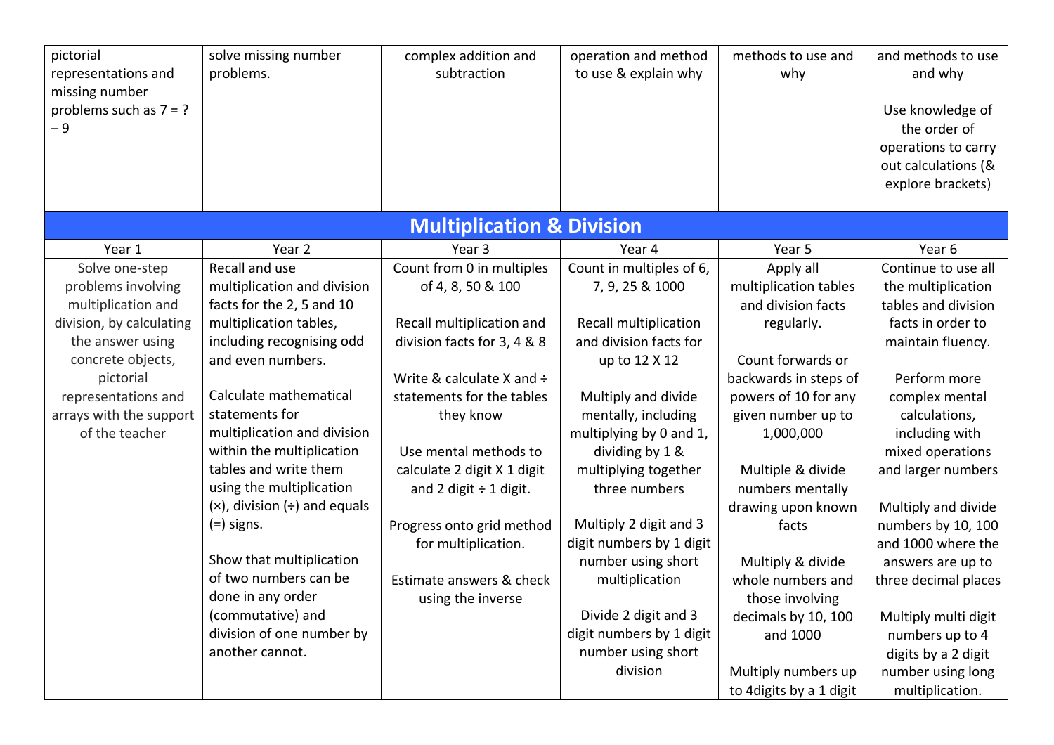| | | | | | |
|---|---|---|---|---|---|
| pictorial representations and missing number problems such as 7 = ? – 9 | solve missing number problems. | complex addition and subtraction | operation and method to use & explain why | methods to use and why | and methods to use and why<br><br>Use knowledge of the order of operations to carry out calculations (& explore brackets) |

## Multiplication & Division

| Year 1 | Year 2 | Year 3 | Year 4 | Year 5 | Year 6 |
|---|---|---|---|---|---|
| Solve one-step problems involving multiplication and division, by calculating the answer using concrete objects, pictorial representations and arrays with the support of the teacher | Recall and use multiplication and division facts for the 2, 5 and 10 multiplication tables, including recognising odd and even numbers.<br><br>Calculate mathematical statements for multiplication and division within the multiplication tables and write them using the multiplication (×), division (÷) and equals (=) signs.<br><br>Show that multiplication of two numbers can be done in any order (commutative) and division of one number by another cannot. | Count from 0 in multiples of 4, 8, 50 & 100<br><br>Recall multiplication and division facts for 3, 4 & 8<br><br>Write & calculate X and ÷ statements for the tables they know<br><br>Use mental methods to calculate 2 digit X 1 digit and 2 digit ÷ 1 digit.<br><br>Progress onto grid method for multiplication.<br><br>Estimate answers & check using the inverse | Count in multiples of 6, 7, 9, 25 & 1000<br><br>Recall multiplication and division facts for up to 12 X 12<br><br>Multiply and divide mentally, including multiplying by 0 and 1, dividing by 1 & multiplying together three numbers<br><br>Multiply 2 digit and 3 digit numbers by 1 digit number using short multiplication<br><br>Divide 2 digit and 3 digit numbers by 1 digit number using short division | Apply all multiplication tables and division facts regularly.<br><br>Count forwards or backwards in steps of powers of 10 for any given number up to 1,000,000<br><br>Multiple & divide numbers mentally drawing upon known facts<br><br>Multiply & divide whole numbers and those involving decimals by 10, 100 and 1000<br><br>Multiply numbers up to 4digits by a 1 digit | Continue to use all the multiplication tables and division facts in order to maintain fluency.<br><br>Perform more complex mental calculations, including with mixed operations and larger numbers<br><br>Multiply and divide numbers by 10, 100 and 1000 where the answers are up to three decimal places<br><br>Multiply multi digit numbers up to 4 digits by a 2 digit number using long multiplication. |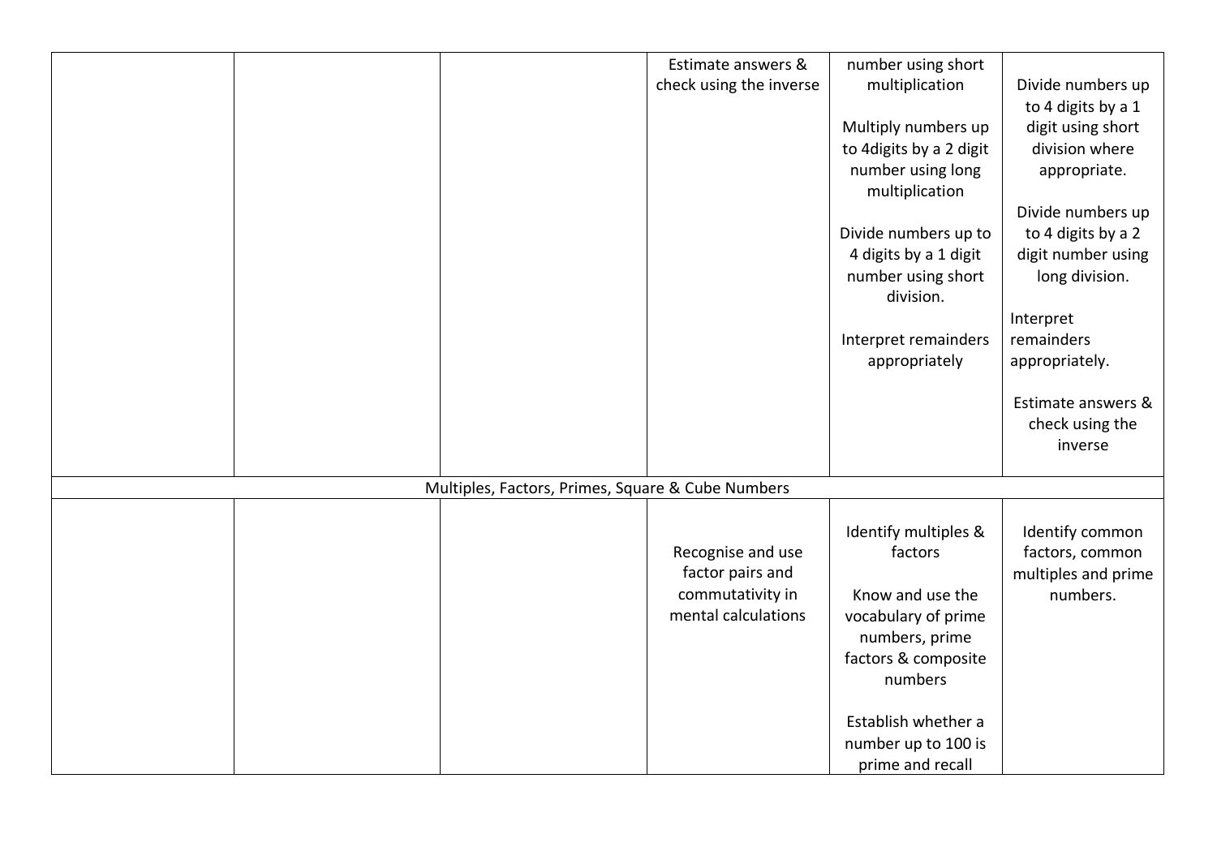| | | | | | |
|---|---|---|---|---|---|
| | | | Estimate answers & check using the inverse | number using short multiplication<br><br>Multiply numbers up to 4digits by a 2 digit number using long multiplication<br><br>Divide numbers up to 4 digits by a 1 digit number using short division.<br><br>Interpret remainders appropriately | Divide numbers up to 4 digits by a 1 digit using short division where appropriate.<br><br>Divide numbers up to 4 digits by a 2 digit number using long division.<br><br>Interpret remainders appropriately.<br><br>Estimate answers & check using the inverse |
| Multiples, Factors, Primes, Square & Cube Numbers | | | | | |
| | | | Recognise and use factor pairs and commutativity in mental calculations | Identify multiples & factors<br><br>Know and use the vocabulary of prime numbers, prime factors & composite numbers<br><br>Establish whether a number up to 100 is prime and recall | Identify common factors, common multiples and prime numbers. |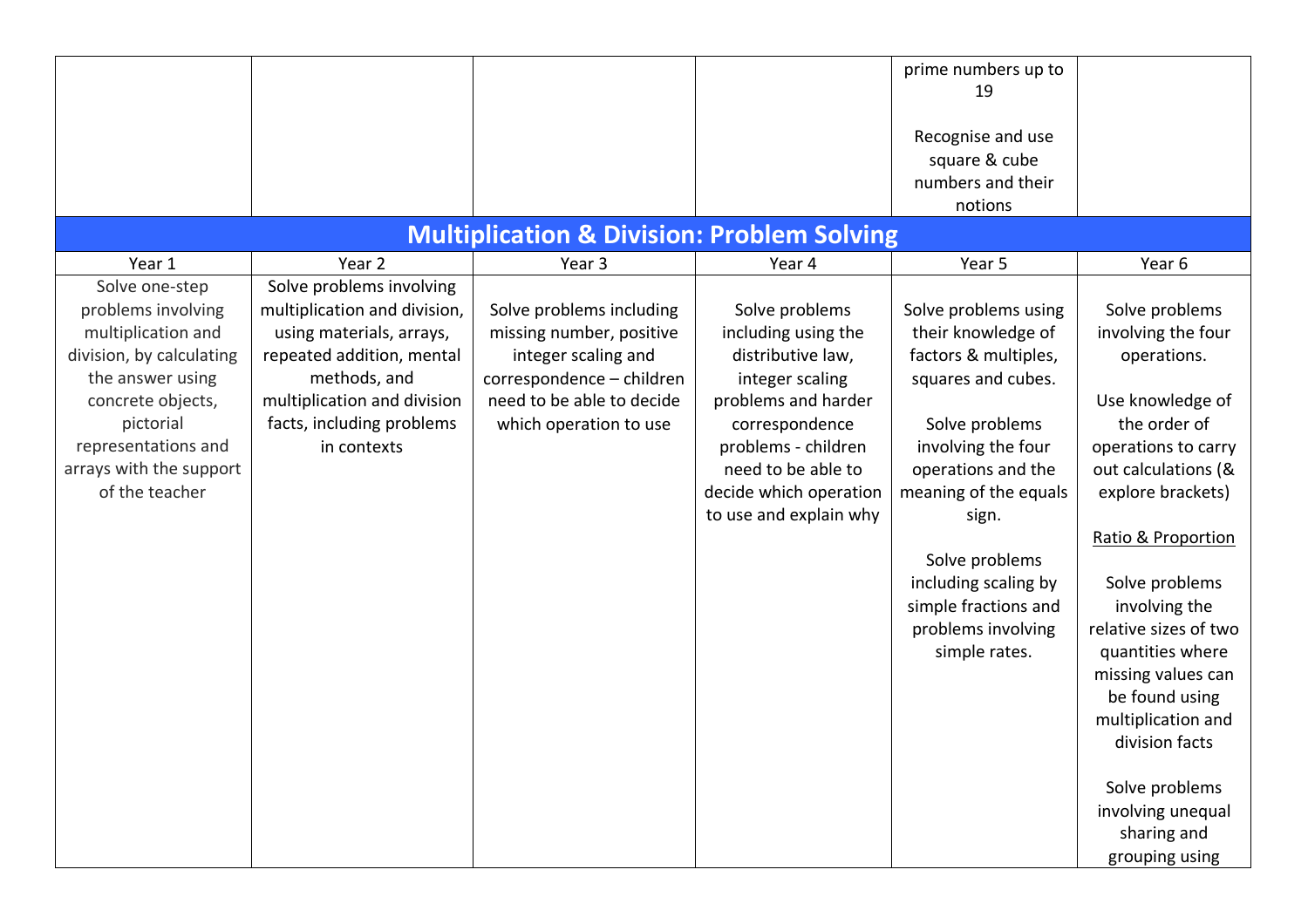| | | | | | |
|---|---|---|---|---|---|
| | | | | prime numbers up to 19<br><br>Recognise and use square & cube numbers and their notions | |

## Multiplication & Division: Problem Solving

| Year 1 | Year 2 | Year 3 | Year 4 | Year 5 | Year 6 |
|---|---|---|---|---|---|
| Solve one-step problems involving multiplication and division, by calculating the answer using concrete objects, pictorial representations and arrays with the support of the teacher | Solve problems involving multiplication and division, using materials, arrays, repeated addition, mental methods, and multiplication and division facts, including problems in contexts | Solve problems including missing number, positive integer scaling and correspondence – children need to be able to decide which operation to use | Solve problems including using the distributive law, integer scaling problems and harder correspondence problems - children need to be able to decide which operation to use and explain why | Solve problems using their knowledge of factors & multiples, squares and cubes.<br><br>Solve problems involving the four operations and the meaning of the equals sign.<br><br>Solve problems including scaling by simple fractions and problems involving simple rates. | Solve problems involving the four operations.<br><br>Use knowledge of the order of operations to carry out calculations (& explore brackets)<br><br>Ratio & Proportion<br><br>Solve problems involving the relative sizes of two quantities where missing values can be found using multiplication and division facts<br><br>Solve problems involving unequal sharing and grouping using |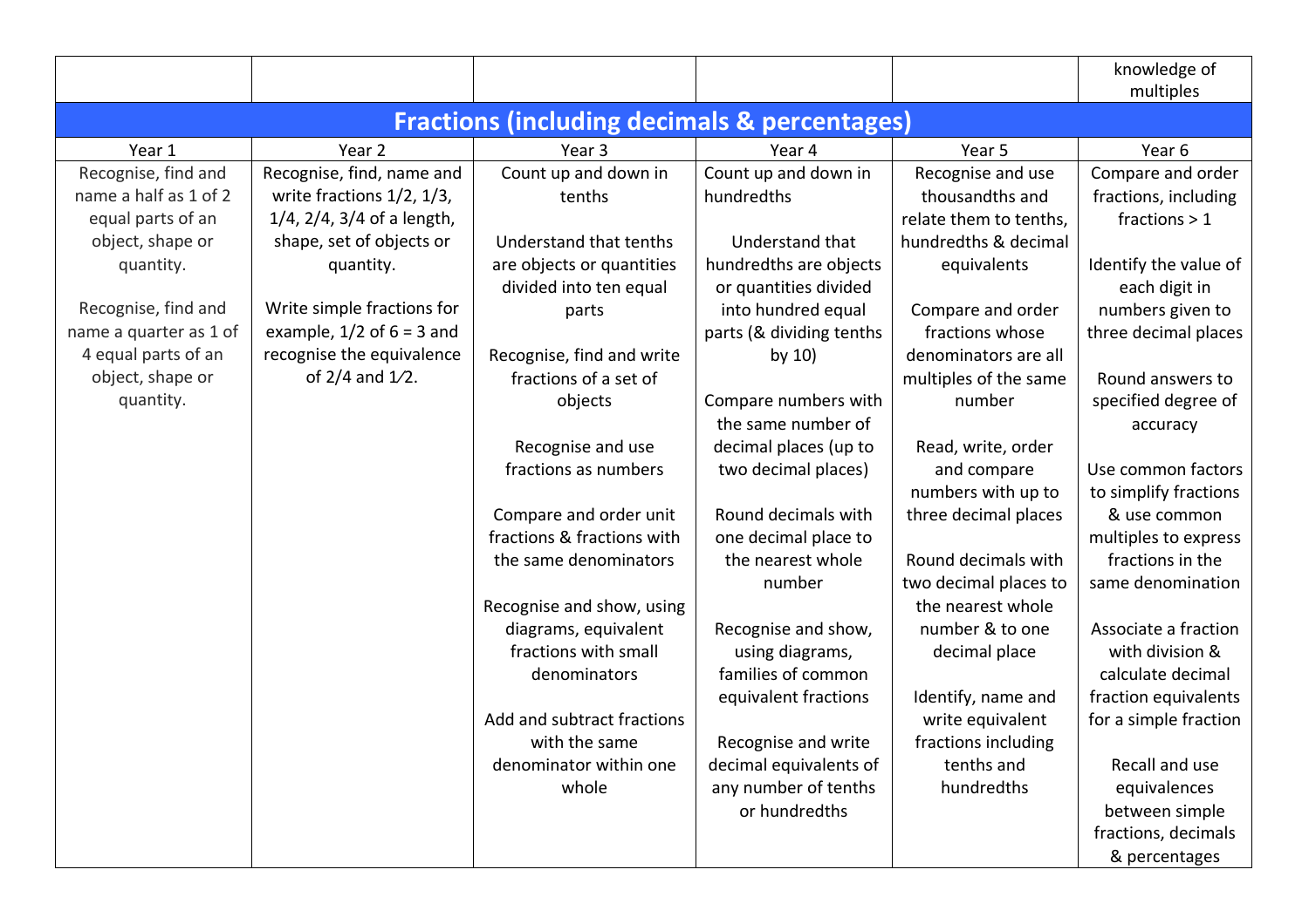| | | | | | |
|---|---|---|---|---|---|
| | | | | | knowledge of multiples |

## Fractions (including decimals & percentages)

| Year 1 | Year 2 | Year 3 | Year 4 | Year 5 | Year 6 |
|---|---|---|---|---|---|
| Recognise, find and name a half as 1 of 2 equal parts of an object, shape or quantity.<br><br>Recognise, find and name a quarter as 1 of 4 equal parts of an object, shape or quantity. | Recognise, find, name and write fractions 1/2, 1/3, 1/4, 2/4, 3/4 of a length, shape, set of objects or quantity.<br><br>Write simple fractions for example, 1/2 of 6 = 3 and recognise the equivalence of 2/4 and 1⁄2. | Count up and down in tenths<br><br>Understand that tenths are objects or quantities divided into ten equal parts<br><br>Recognise, find and write fractions of a set of objects<br><br>Recognise and use fractions as numbers<br><br>Compare and order unit fractions & fractions with the same denominators<br><br>Recognise and show, using diagrams, equivalent fractions with small denominators<br><br>Add and subtract fractions with the same denominator within one whole | Count up and down in hundredths<br><br>Understand that hundredths are objects or quantities divided into hundred equal parts (& dividing tenths by 10)<br><br>Compare numbers with the same number of decimal places (up to two decimal places)<br><br>Round decimals with one decimal place to the nearest whole number<br><br>Recognise and show, using diagrams, families of common equivalent fractions<br><br>Recognise and write decimal equivalents of any number of tenths or hundredths | Recognise and use thousandths and relate them to tenths, hundredths & decimal equivalents<br><br>Compare and order fractions whose denominators are all multiples of the same number<br><br>Read, write, order and compare numbers with up to three decimal places<br><br>Round decimals with two decimal places to the nearest whole number & to one decimal place<br><br>Identify, name and write equivalent fractions including tenths and hundredths | Compare and order fractions, including fractions > 1<br><br>Identify the value of each digit in numbers given to three decimal places<br><br>Round answers to specified degree of accuracy<br><br>Use common factors to simplify fractions & use common multiples to express fractions in the same denomination<br><br>Associate a fraction with division & calculate decimal fraction equivalents for a simple fraction<br><br>Recall and use equivalences between simple fractions, decimals & percentages |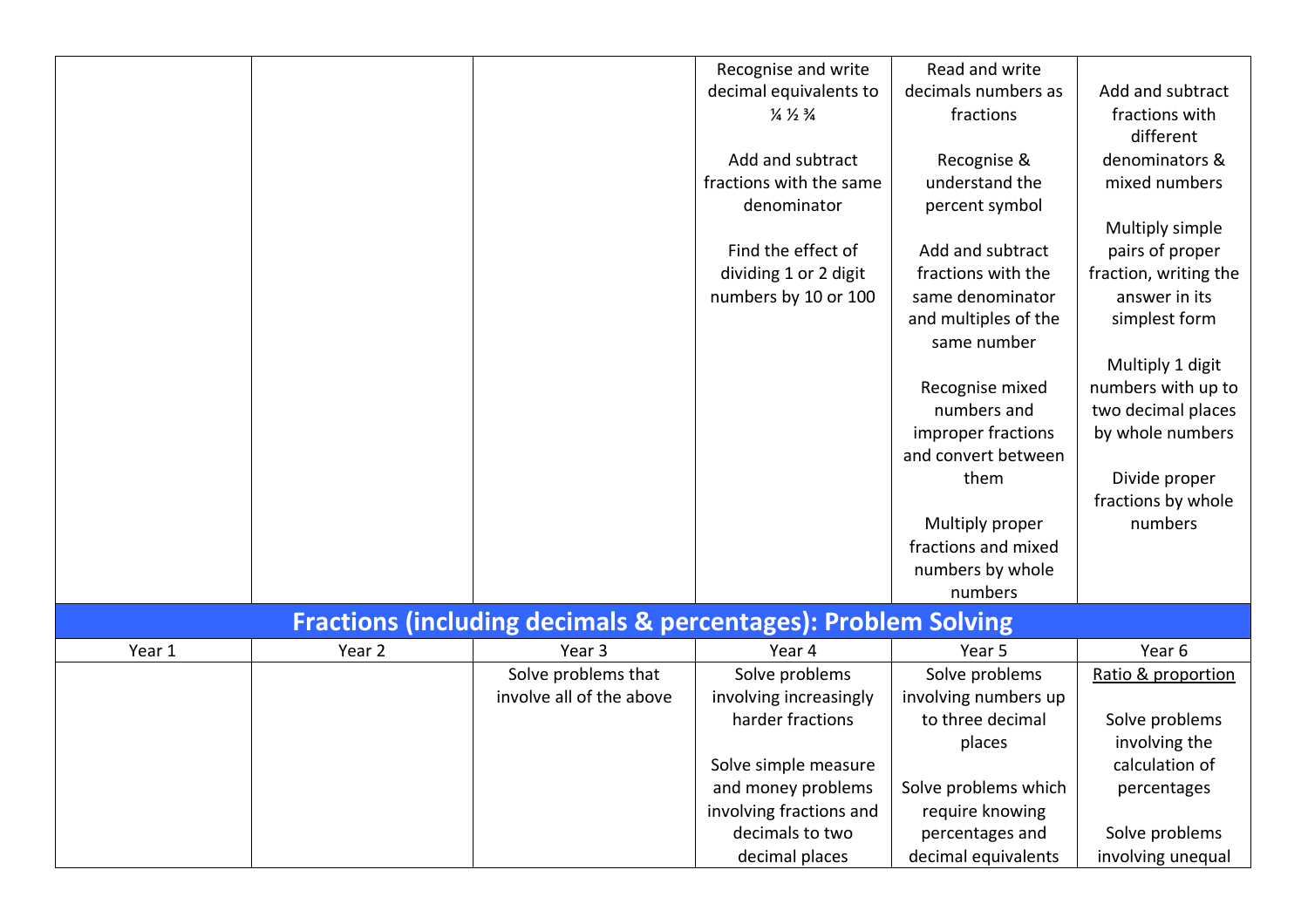| | | | | | |
|---|---|---|---|---|---|
| | | | Recognise and write decimal equivalents to ¼ ½ ¾<br><br>Add and subtract fractions with the same denominator<br><br>Find the effect of dividing 1 or 2 digit numbers by 10 or 100 | Read and write decimals numbers as fractions<br><br>Recognise & understand the percent symbol<br><br>Add and subtract fractions with the same denominator and multiples of the same number<br><br>Recognise mixed numbers and improper fractions and convert between them<br><br>Multiply proper fractions and mixed numbers by whole numbers | Add and subtract fractions with different denominators & mixed numbers<br><br>Multiply simple pairs of proper fraction, writing the answer in its simplest form<br><br>Multiply 1 digit numbers with up to two decimal places by whole numbers<br><br>Divide proper fractions by whole numbers |

## Fractions (including decimals & percentages): Problem Solving

| Year 1 | Year 2 | Year 3 | Year 4 | Year 5 | Year 6 |
|---|---|---|---|---|---|
| | | Solve problems that involve all of the above | Solve problems involving increasingly harder fractions<br><br>Solve simple measure and money problems involving fractions and decimals to two decimal places | Solve problems involving numbers up to three decimal places<br><br>Solve problems which require knowing percentages and decimal equivalents | Ratio & proportion<br><br>Solve problems involving the calculation of percentages<br><br>Solve problems involving unequal |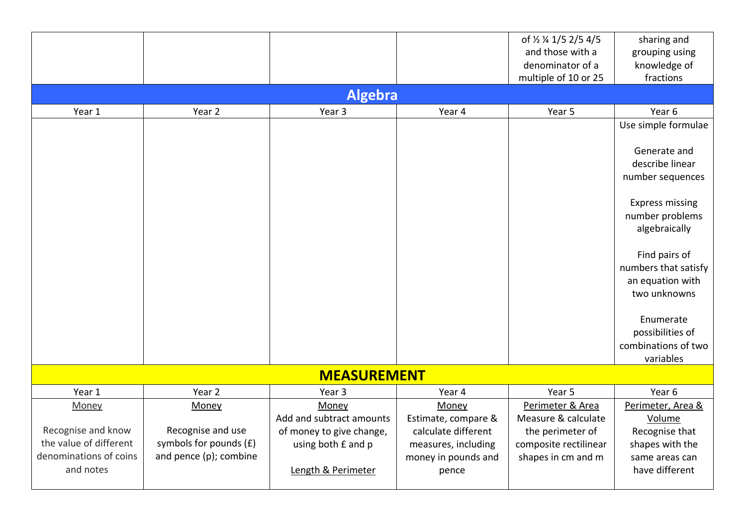| | | | | of ½ ¼ 1/5 2/5 4/5 and those with a denominator of a multiple of 10 or 25 | sharing and grouping using knowledge of fractions |
|---|---|---|---|---|---|

## Algebra

| Year 1 | Year 2 | Year 3 | Year 4 | Year 5 | Year 6 |
|---|---|---|---|---|---|
| | | | | | Use simple formulae<br><br>Generate and describe linear number sequences<br><br>Express missing number problems algebraically<br><br>Find pairs of numbers that satisfy an equation with two unknowns<br><br>Enumerate possibilities of combinations of two variables |

## MEASUREMENT

| Year 1 | Year 2 | Year 3 | Year 4 | Year 5 | Year 6 |
|---|---|---|---|---|---|
| Money<br><br>Recognise and know the value of different denominations of coins and notes | Money<br><br>Recognise and use symbols for pounds (£) and pence (p); combine | Money<br>Add and subtract amounts of money to give change, using both £ and p<br><br>Length & Perimeter | Money<br>Estimate, compare & calculate different measures, including money in pounds and pence | Perimeter & Area<br>Measure & calculate the perimeter of composite rectilinear shapes in cm and m | Perimeter, Area & Volume<br>Recognise that shapes with the same areas can have different |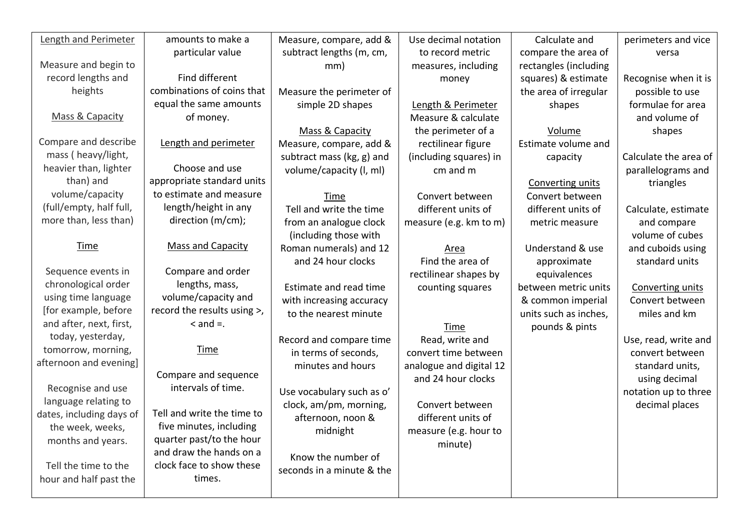| | | | | | |
|---|---|---|---|---|---|
| <u>Length and Perimeter</u><br><br>Measure and begin to record lengths and heights<br><br><u>Mass & Capacity</u><br><br>Compare and describe mass ( heavy/light, heavier than, lighter than) and volume/capacity (full/empty, half full, more than, less than)<br><br><u>Time</u><br><br>Sequence events in chronological order using time language [for example, before and after, next, first, today, yesterday, tomorrow, morning, afternoon and evening]<br><br>Recognise and use language relating to dates, including days of the week, weeks, months and years.<br><br>Tell the time to the hour and half past the | amounts to make a particular value<br><br>Find different combinations of coins that equal the same amounts of money.<br><br><u>Length and perimeter</u><br><br>Choose and use appropriate standard units to estimate and measure length/height in any direction (m/cm);<br><br><u>Mass and Capacity</u><br><br>Compare and order lengths, mass, volume/capacity and record the results using >, < and =.<br><br><u>Time</u><br><br>Compare and sequence intervals of time.<br><br>Tell and write the time to five minutes, including quarter past/to the hour and draw the hands on a clock face to show these times. | Measure, compare, add & subtract lengths (m, cm, mm)<br><br>Measure the perimeter of simple 2D shapes<br><br><u>Mass & Capacity</u><br>Measure, compare, add & subtract mass (kg, g) and volume/capacity (l, ml)<br><br><u>Time</u><br>Tell and write the time from an analogue clock (including those with Roman numerals) and 12 and 24 hour clocks<br><br>Estimate and read time with increasing accuracy to the nearest minute<br><br>Record and compare time in terms of seconds, minutes and hours<br><br>Use vocabulary such as o' clock, am/pm, morning, afternoon, noon & midnight<br><br>Know the number of seconds in a minute & the | Use decimal notation to record metric measures, including money<br><br><u>Length & Perimeter</u><br>Measure & calculate the perimeter of a rectilinear figure (including squares) in cm and m<br><br>Convert between different units of measure (e.g. km to m)<br><br><u>Area</u><br>Find the area of rectilinear shapes by counting squares<br><br><u>Time</u><br>Read, write and convert time between analogue and digital 12 and 24 hour clocks<br><br>Convert between different units of measure (e.g. hour to minute) | Calculate and compare the area of rectangles (including squares) & estimate the area of irregular shapes<br><br><u>Volume</u><br>Estimate volume and capacity<br><br><u>Converting units</u><br>Convert between different units of metric measure<br><br>Understand & use approximate equivalences between metric units & common imperial units such as inches, pounds & pints | perimeters and vice versa<br><br>Recognise when it is possible to use formulae for area and volume of shapes<br><br>Calculate the area of parallelograms and triangles<br><br>Calculate, estimate and compare volume of cubes and cuboids using standard units<br><br><u>Converting units</u><br>Convert between miles and km<br><br>Use, read, write and convert between standard units, using decimal notation up to three decimal places |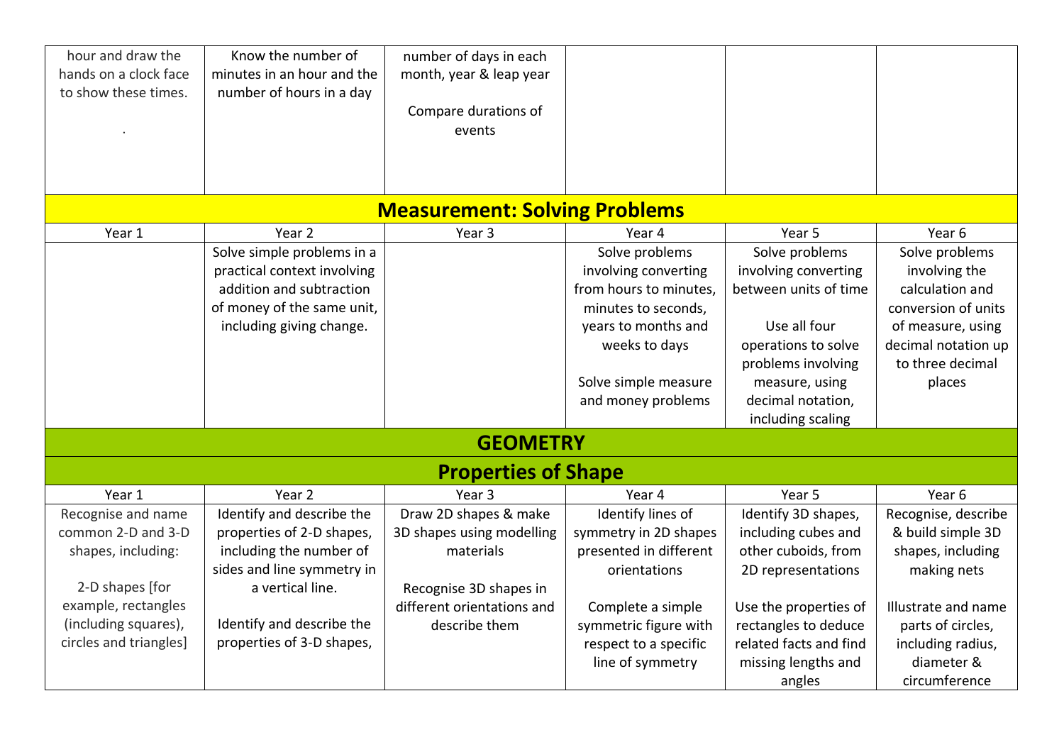| | | | | | |
|---|---|---|---|---|---|
| hour and draw the hands on a clock face to show these times.<br><br>. | Know the number of minutes in an hour and the number of hours in a day | number of days in each month, year & leap year<br><br>Compare durations of events | | | |

## Measurement: Solving Problems

| Year 1 | Year 2 | Year 3 | Year 4 | Year 5 | Year 6 |
|---|---|---|---|---|---|
| | Solve simple problems in a practical context involving addition and subtraction of money of the same unit, including giving change. | | Solve problems involving converting from hours to minutes, minutes to seconds, years to months and weeks to days<br><br>Solve simple measure and money problems | Solve problems involving converting between units of time<br><br>Use all four operations to solve problems involving measure, using decimal notation, including scaling | Solve problems involving the calculation and conversion of units of measure, using decimal notation up to three decimal places |

# GEOMETRY

## Properties of Shape

| Year 1 | Year 2 | Year 3 | Year 4 | Year 5 | Year 6 |
|---|---|---|---|---|---|
| Recognise and name common 2-D and 3-D shapes, including:<br><br>2-D shapes [for example, rectangles (including squares), circles and triangles] | Identify and describe the properties of 2-D shapes, including the number of sides and line symmetry in a vertical line.<br><br>Identify and describe the properties of 3-D shapes, | Draw 2D shapes & make 3D shapes using modelling materials<br><br>Recognise 3D shapes in different orientations and describe them | Identify lines of symmetry in 2D shapes presented in different orientations<br><br>Complete a simple symmetric figure with respect to a specific line of symmetry | Identify 3D shapes, including cubes and other cuboids, from 2D representations<br><br>Use the properties of rectangles to deduce related facts and find missing lengths and angles | Recognise, describe & build simple 3D shapes, including making nets<br><br>Illustrate and name parts of circles, including radius, diameter & circumference |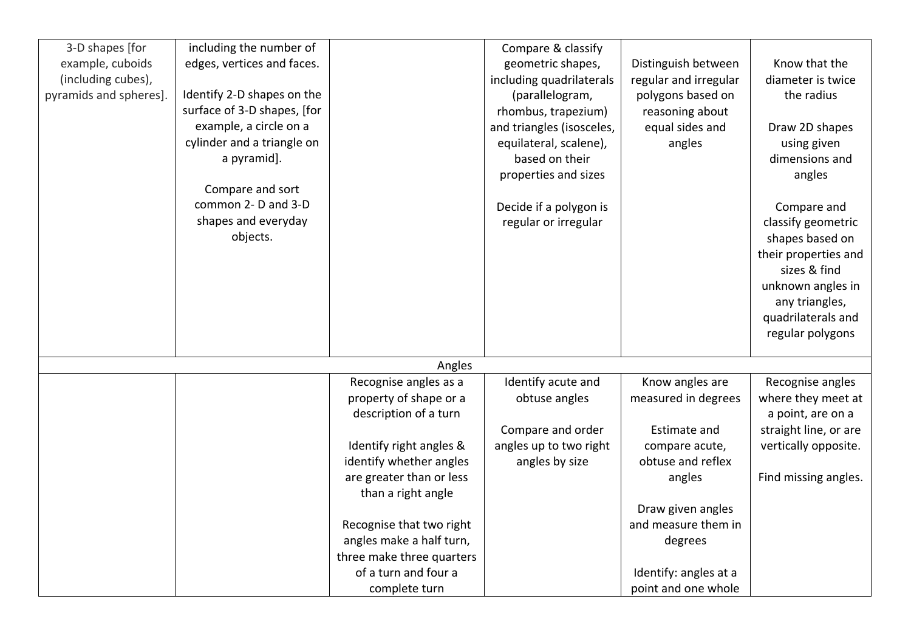| | | | | | |
|---|---|---|---|---|---|
| 3-D shapes [for example, cuboids (including cubes), pyramids and spheres]. | including the number of edges, vertices and faces.<br><br>Identify 2-D shapes on the surface of 3-D shapes, [for example, a circle on a cylinder and a triangle on a pyramid].<br><br>Compare and sort common 2- D and 3-D shapes and everyday objects. | | Compare & classify geometric shapes, including quadrilaterals (parallelogram, rhombus, trapezium) and triangles (isosceles, equilateral, scalene), based on their properties and sizes<br><br>Decide if a polygon is regular or irregular | Distinguish between regular and irregular polygons based on reasoning about equal sides and angles | Know that the diameter is twice the radius<br><br>Draw 2D shapes using given dimensions and angles<br><br>Compare and classify geometric shapes based on their properties and sizes & find unknown angles in any triangles, quadrilaterals and regular polygons |
| Angles | | | | | |
| | | Recognise angles as a property of shape or a description of a turn<br><br>Identify right angles & identify whether angles are greater than or less than a right angle<br><br>Recognise that two right angles make a half turn, three make three quarters of a turn and four a complete turn | Identify acute and obtuse angles<br><br>Compare and order angles up to two right angles by size | Know angles are measured in degrees<br><br>Estimate and compare acute, obtuse and reflex angles<br><br>Draw given angles and measure them in degrees<br><br>Identify: angles at a point and one whole | Recognise angles where they meet at a point, are on a straight line, or are vertically opposite.<br><br>Find missing angles. |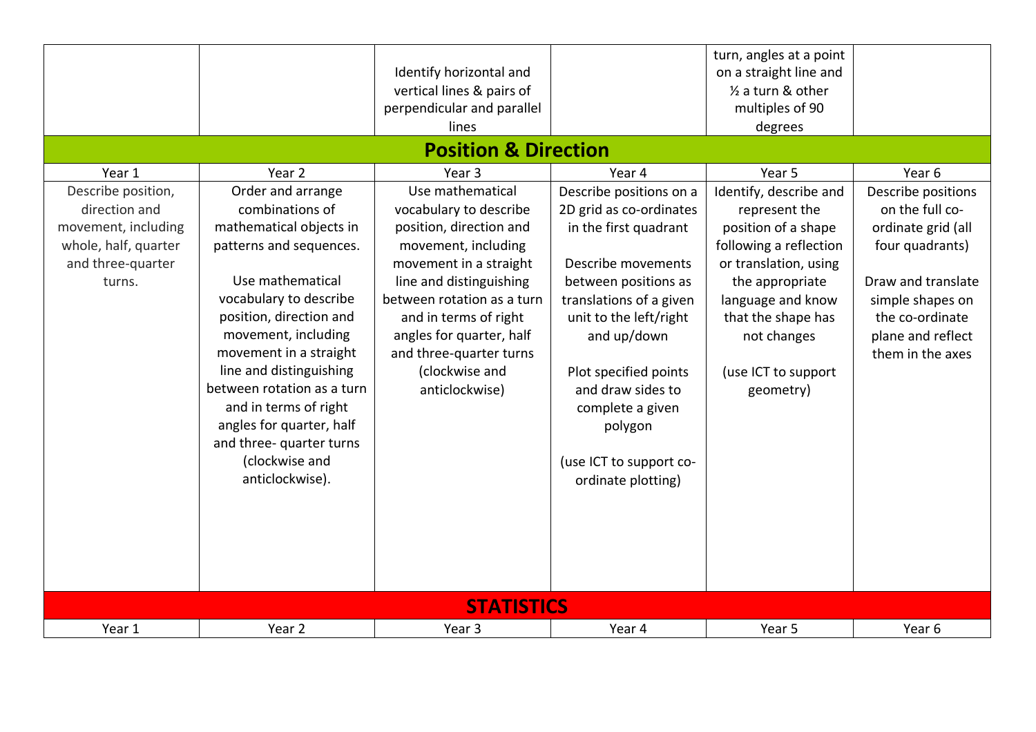| | | | | | |
|---|---|---|---|---|---|
| | | Identify horizontal and vertical lines & pairs of perpendicular and parallel lines | | turn, angles at a point on a straight line and ½ a turn & other multiples of 90 degrees | |

## Position & Direction

| Year 1 | Year 2 | Year 3 | Year 4 | Year 5 | Year 6 |
|---|---|---|---|---|---|
| Describe position, direction and movement, including whole, half, quarter and three-quarter turns. | Order and arrange combinations of mathematical objects in patterns and sequences.<br><br>Use mathematical vocabulary to describe position, direction and movement, including movement in a straight line and distinguishing between rotation as a turn and in terms of right angles for quarter, half and three- quarter turns (clockwise and anticlockwise). | Use mathematical vocabulary to describe position, direction and movement, including movement in a straight line and distinguishing between rotation as a turn and in terms of right angles for quarter, half and three-quarter turns (clockwise and anticlockwise) | Describe positions on a 2D grid as co-ordinates in the first quadrant<br><br>Describe movements between positions as translations of a given unit to the left/right and up/down<br><br>Plot specified points and draw sides to complete a given polygon<br><br>(use ICT to support co-ordinate plotting) | Identify, describe and represent the position of a shape following a reflection or translation, using the appropriate language and know that the shape has not changes<br><br>(use ICT to support geometry) | Describe positions on the full co-ordinate grid (all four quadrants)<br><br>Draw and translate simple shapes on the co-ordinate plane and reflect them in the axes |

## STATISTICS

| Year 1 | Year 2 | Year 3 | Year 4 | Year 5 | Year 6 |
|---|---|---|---|---|---|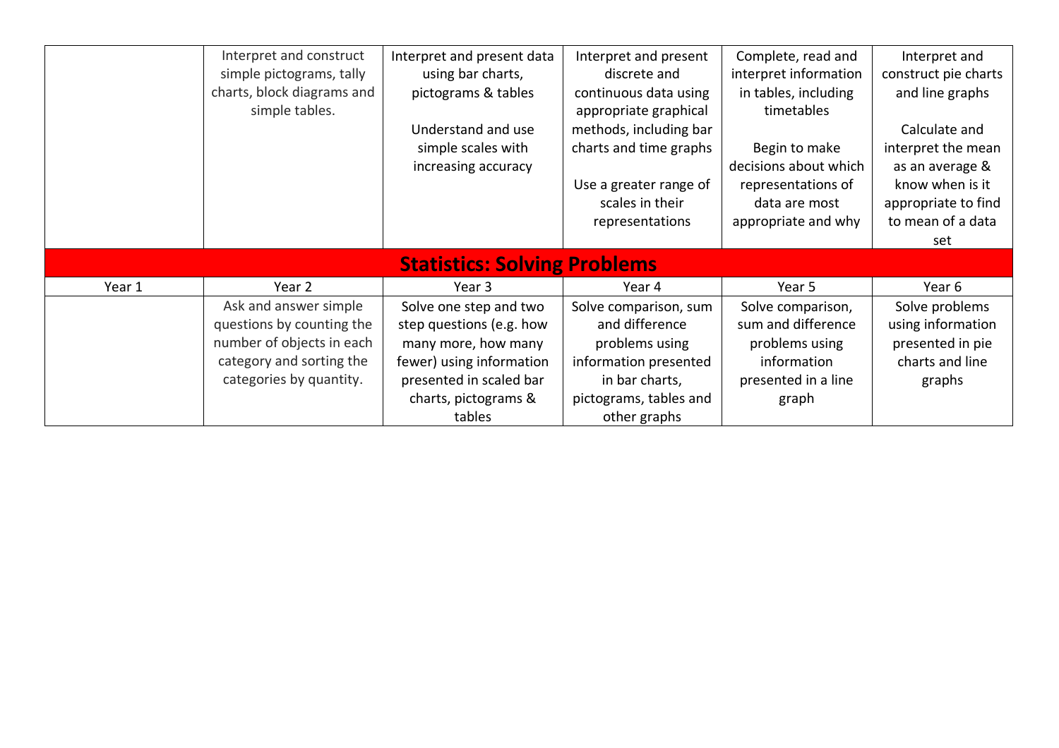| | | | | | |
|---|---|---|---|---|---|
| | Interpret and construct simple pictograms, tally charts, block diagrams and simple tables. | Interpret and present data using bar charts, pictograms & tables<br><br>Understand and use simple scales with increasing accuracy | Interpret and present discrete and continuous data using appropriate graphical methods, including bar charts and time graphs<br><br>Use a greater range of scales in their representations | Complete, read and interpret information in tables, including timetables<br><br>Begin to make decisions about which representations of data are most appropriate and why | Interpret and construct pie charts and line graphs<br><br>Calculate and interpret the mean as an average & know when is it appropriate to find to mean of a data set |

## Statistics: Solving Problems

| Year 1 | Year 2 | Year 3 | Year 4 | Year 5 | Year 6 |
|---|---|---|---|---|---|
| | Ask and answer simple questions by counting the number of objects in each category and sorting the categories by quantity. | Solve one step and two step questions (e.g. how many more, how many fewer) using information presented in scaled bar charts, pictograms & tables | Solve comparison, sum and difference problems using information presented in bar charts, pictograms, tables and other graphs | Solve comparison, sum and difference problems using information presented in a line graph | Solve problems using information presented in pie charts and line graphs |